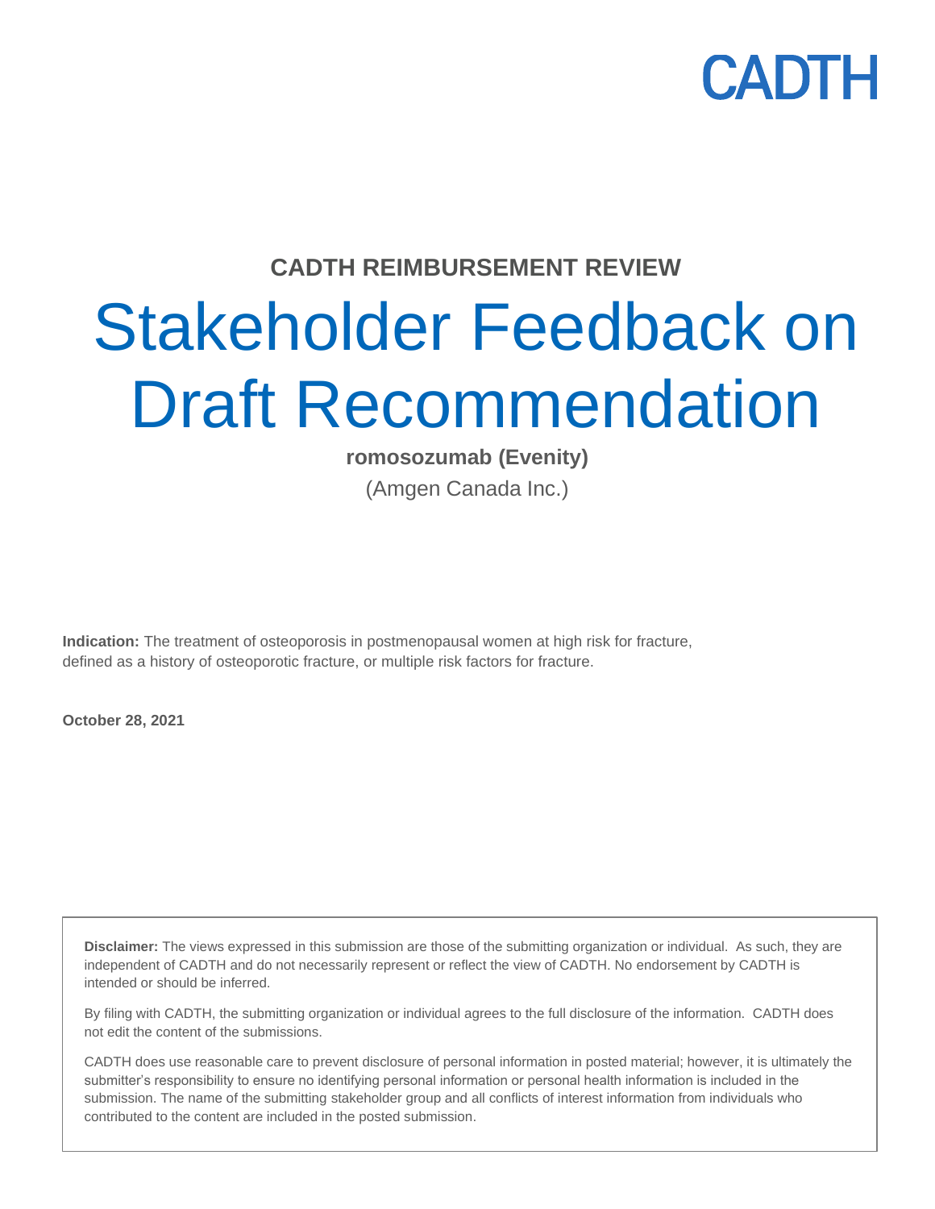CADTH

**CADTH REIMBURSEMENT REVIEW**

# Stakeholder Feedback on Draft Recommendation

**romosozumab (Evenity)**

(Amgen Canada Inc.)

**Indication:** The treatment of osteoporosis in postmenopausal women at high risk for fracture, defined as a history of osteoporotic fracture, or multiple risk factors for fracture.

**October 28, 2021**

**Disclaimer:** The views expressed in this submission are those of the submitting organization or individual. As such, they are independent of CADTH and do not necessarily represent or reflect the view of CADTH. No endorsement by CADTH is intended or should be inferred.

By filing with CADTH, the submitting organization or individual agrees to the full disclosure of the information. CADTH does not edit the content of the submissions.

CADTH does use reasonable care to prevent disclosure of personal information in posted material; however, it is ultimately the submitter's responsibility to ensure no identifying personal information or personal health information is included in the submission. The name of the submitting stakeholder group and all conflicts of interest information from individuals who contributed to the content are included in the posted submission.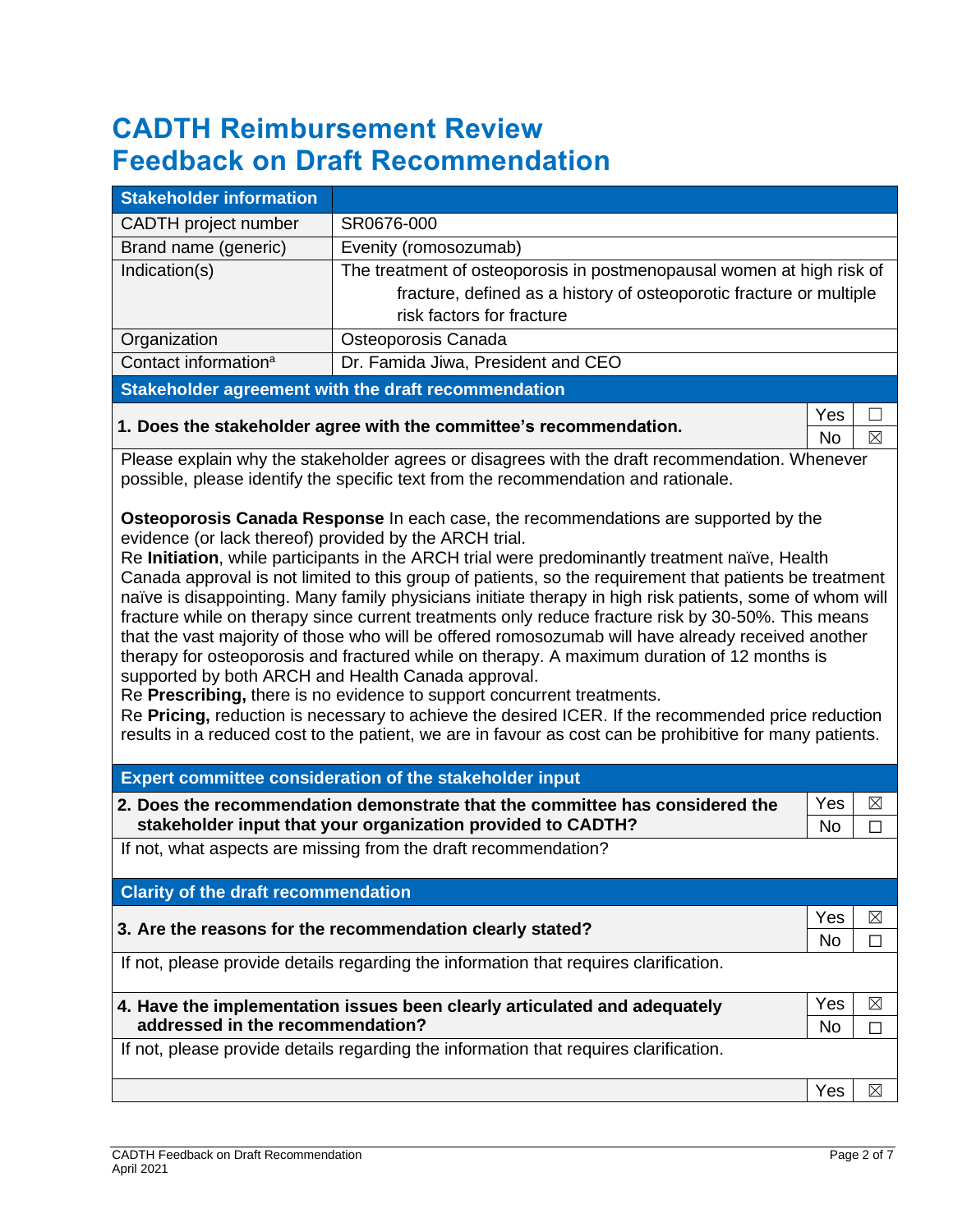# CADTH Reimbursement Review Feedback on Draft Recommendation

| Stakeholder information | |
|---|---|
| CADTH project number | SR0676-000 |
| Brand name (generic) | Evenity (romosozumab) |
| Indication(s) | The treatment of osteoporosis in postmenopausal women at high risk of fracture, defined as a history of osteoporotic fracture or multiple risk factors for fracture |
| Organization | Osteoporosis Canada |
| Contact information[a] | Dr. Famida Jiwa, President and CEO |

## Stakeholder agreement with the draft recommendation

**1. Does the stakeholder agree with the committee's recommendation.**

Yes ☐
No ☒

Please explain why the stakeholder agrees or disagrees with the draft recommendation. Whenever possible, please identify the specific text from the recommendation and rationale.

**Osteoporosis Canada Response** In each case, the recommendations are supported by the evidence (or lack thereof) provided by the ARCH trial.
Re **Initiation**, while participants in the ARCH trial were predominantly treatment naïve, Health Canada approval is not limited to this group of patients, so the requirement that patients be treatment naïve is disappointing. Many family physicians initiate therapy in high risk patients, some of whom will fracture while on therapy since current treatments only reduce fracture risk by 30-50%. This means that the vast majority of those who will be offered romosozumab will have already received another therapy for osteoporosis and fractured while on therapy. A maximum duration of 12 months is supported by both ARCH and Health Canada approval.
Re **Prescribing,** there is no evidence to support concurrent treatments.
Re **Pricing,** reduction is necessary to achieve the desired ICER. If the recommended price reduction results in a reduced cost to the patient, we are in favour as cost can be prohibitive for many patients.

## Expert committee consideration of the stakeholder input

**2. Does the recommendation demonstrate that the committee has considered the stakeholder input that your organization provided to CADTH?**

Yes ☒
No ☐

If not, what aspects are missing from the draft recommendation?

## Clarity of the draft recommendation

**3. Are the reasons for the recommendation clearly stated?**

Yes ☒
No ☐

If not, please provide details regarding the information that requires clarification.

**4. Have the implementation issues been clearly articulated and adequately addressed in the recommendation?**

Yes ☒
No ☐

If not, please provide details regarding the information that requires clarification.

Yes ☒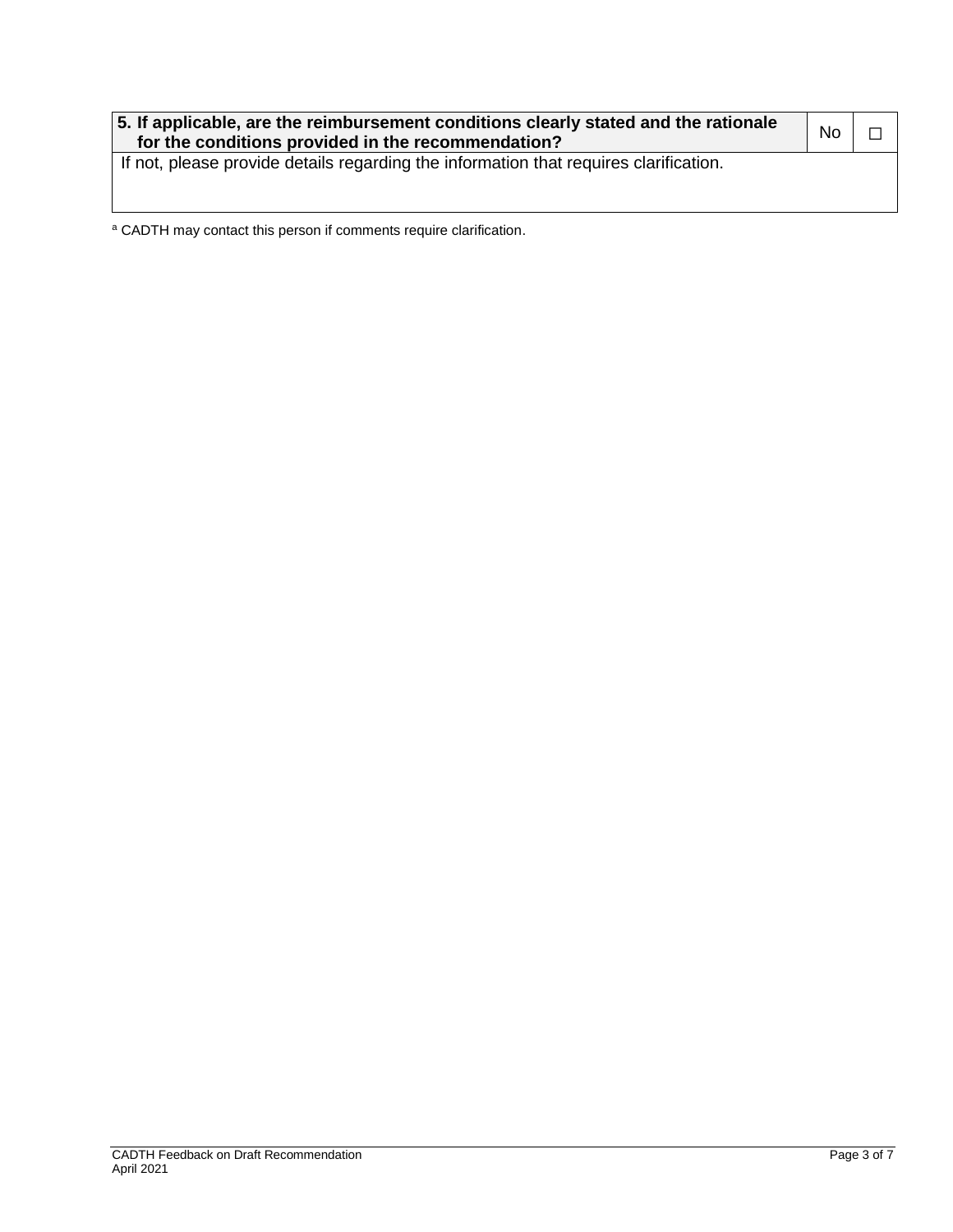| 5. If applicable, are the reimbursement conditions clearly stated and the rationale for the conditions provided in the recommendation? | No | ☐ |
|---|---|---|
| If not, please provide details regarding the information that requires clarification. | | |

[a] CADTH may contact this person if comments require clarification.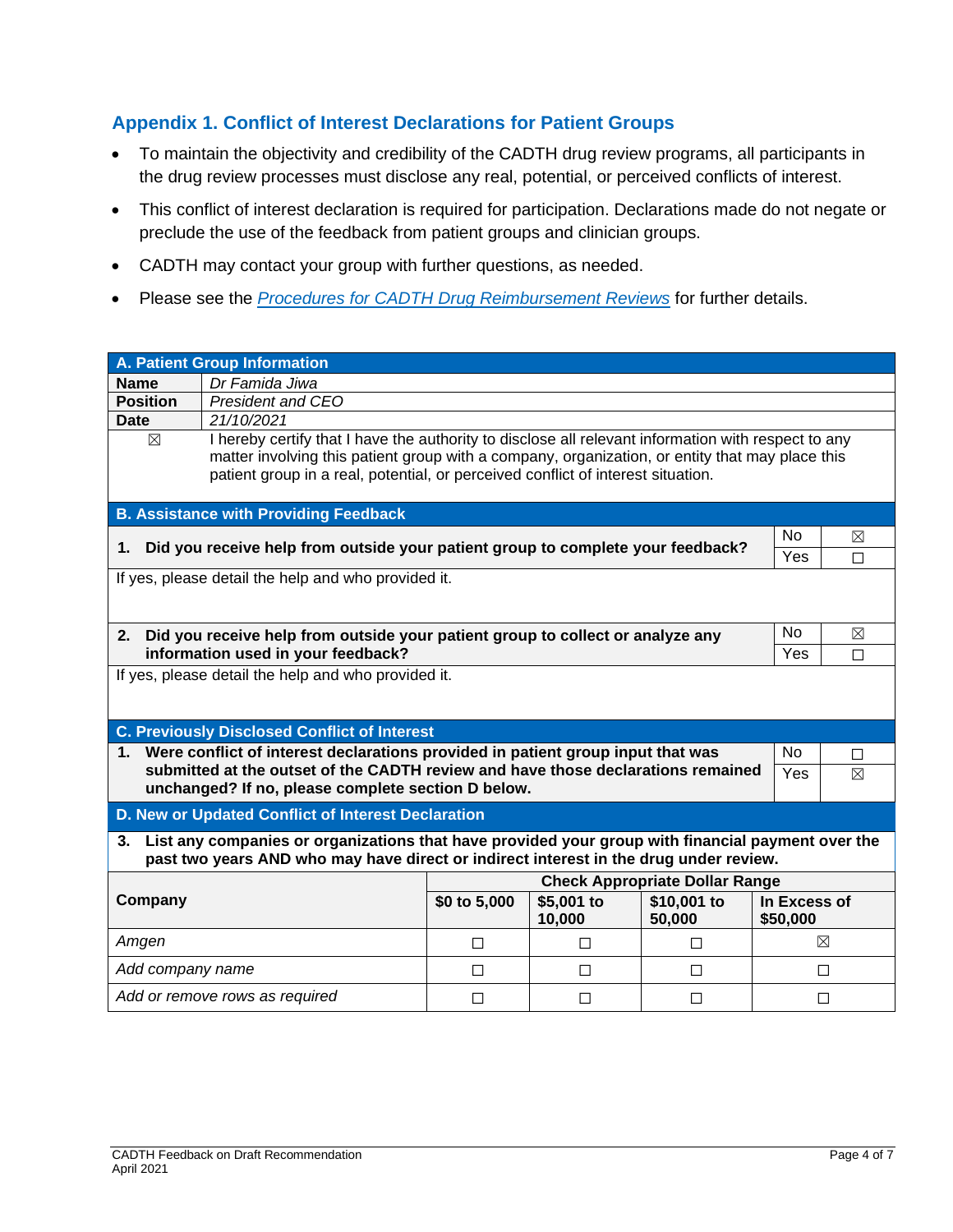## Appendix 1. Conflict of Interest Declarations for Patient Groups

- To maintain the objectivity and credibility of the CADTH drug review programs, all participants in the drug review processes must disclose any real, potential, or perceived conflicts of interest.
- This conflict of interest declaration is required for participation. Declarations made do not negate or preclude the use of the feedback from patient groups and clinician groups.
- CADTH may contact your group with further questions, as needed.
- Please see the *Procedures for CADTH Drug Reimbursement Reviews* for further details.

| **A. Patient Group Information** | |
|---|---|
| **Name** | *Dr Famida Jiwa* |
| **Position** | *President and CEO* |
| **Date** | *21/10/2021* |
| ☒ | I hereby certify that I have the authority to disclose all relevant information with respect to any matter involving this patient group with a company, organization, or entity that may place this patient group in a real, potential, or perceived conflict of interest situation. |

| **B. Assistance with Providing Feedback** | | |
|---|---|---|
| **1. Did you receive help from outside your patient group to complete your feedback?** | No | ☒ |
| | Yes | ☐ |
| If yes, please detail the help and who provided it. | | |
| **2. Did you receive help from outside your patient group to collect or analyze any information used in your feedback?** | No | ☒ |
| | Yes | ☐ |
| If yes, please detail the help and who provided it. | | |

| **C. Previously Disclosed Conflict of Interest** | | |
|---|---|---|
| **1. Were conflict of interest declarations provided in patient group input that was submitted at the outset of the CADTH review and have those declarations remained unchanged? If no, please complete section D below.** | No | ☐ |
| | Yes | ☒ |

**D. New or Updated Conflict of Interest Declaration**

**3. List any companies or organizations that have provided your group with financial payment over the past two years AND who may have direct or indirect interest in the drug under review.**

| **Company** | **Check Appropriate Dollar Range** | | | |
|---|---|---|---|---|
| | **$0 to 5,000** | **$5,001 to 10,000** | **$10,001 to 50,000** | **In Excess of $50,000** |
| *Amgen* | ☐ | ☐ | ☐ | ☒ |
| *Add company name* | ☐ | ☐ | ☐ | ☐ |
| *Add or remove rows as required* | ☐ | ☐ | ☐ | ☐ |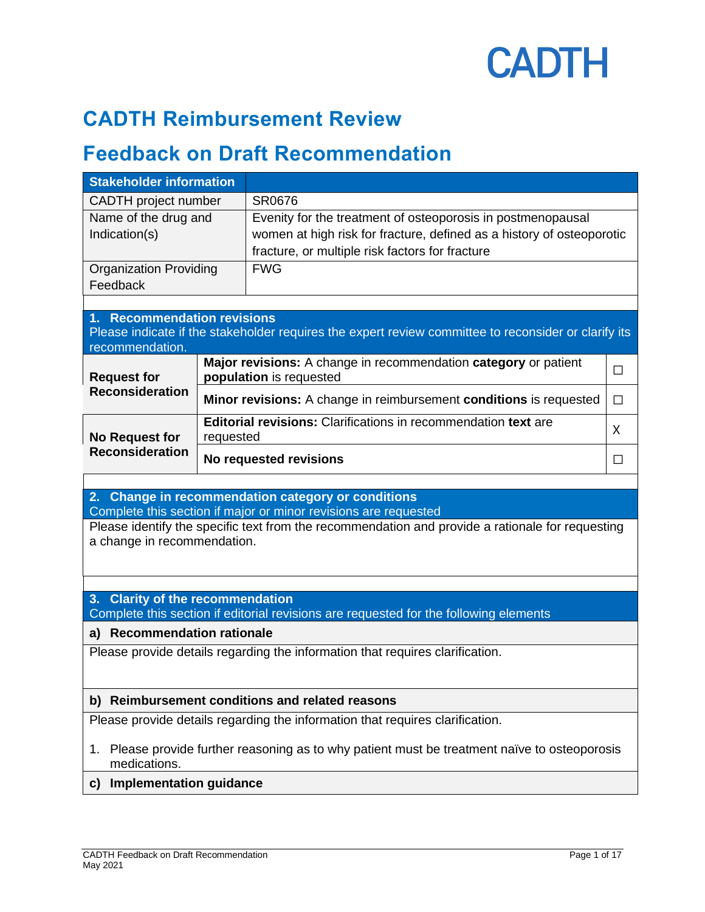# CADTH Reimbursement Review

# Feedback on Draft Recommendation

| Stakeholder information | |
|---|---|
| CADTH project number | SR0676 |
| Name of the drug and Indication(s) | Evenity for the treatment of osteoporosis in postmenopausal women at high risk for fracture, defined as a history of osteoporotic fracture, or multiple risk factors for fracture |
| Organization Providing Feedback | FWG |

## 1. Recommendation revisions

Please indicate if the stakeholder requires the expert review committee to reconsider or clarify its recommendation.

| | | |
|---|---|---|
| **Request for Reconsideration** | **Major revisions:** A change in recommendation **category** or patient **population** is requested | ☐ |
| | **Minor revisions:** A change in reimbursement **conditions** is requested | ☐ |
| **No Request for Reconsideration** | **Editorial revisions:** Clarifications in recommendation **text** are requested | X |
| | **No requested revisions** | ☐ |

## 2. Change in recommendation category or conditions

Complete this section if major or minor revisions are requested

Please identify the specific text from the recommendation and provide a rationale for requesting a change in recommendation.

## 3. Clarity of the recommendation

Complete this section if editorial revisions are requested for the following elements

### a) Recommendation rationale

Please provide details regarding the information that requires clarification.

### b) Reimbursement conditions and related reasons

Please provide details regarding the information that requires clarification.

1. Please provide further reasoning as to why patient must be treatment naïve to osteoporosis medications.

### c) Implementation guidance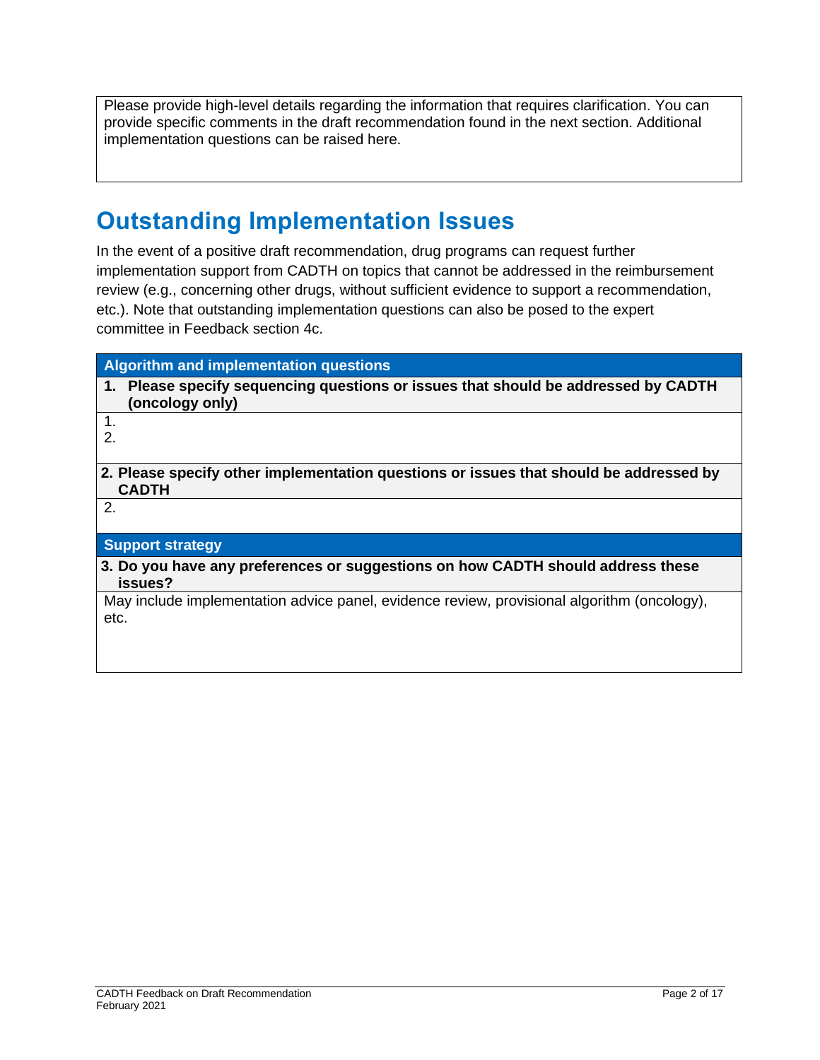Please provide high-level details regarding the information that requires clarification. You can provide specific comments in the draft recommendation found in the next section. Additional implementation questions can be raised here.

## Outstanding Implementation Issues

In the event of a positive draft recommendation, drug programs can request further implementation support from CADTH on topics that cannot be addressed in the reimbursement review (e.g., concerning other drugs, without sufficient evidence to support a recommendation, etc.). Note that outstanding implementation questions can also be posed to the expert committee in Feedback section 4c.

| Algorithm and implementation questions |
| --- |
| **1. Please specify sequencing questions or issues that should be addressed by CADTH (oncology only)** |
| 1.<br>2. |
| **2. Please specify other implementation questions or issues that should be addressed by CADTH** |
| 2. |
| **Support strategy** |
| **3. Do you have any preferences or suggestions on how CADTH should address these issues?** |
| May include implementation advice panel, evidence review, provisional algorithm (oncology), etc. |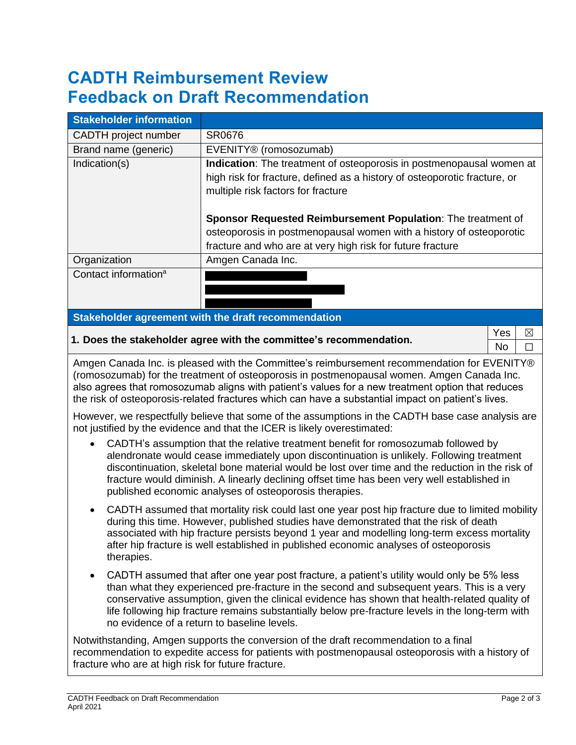# CADTH Reimbursement Review Feedback on Draft Recommendation

| Stakeholder information | |
|---|---|
| CADTH project number | SR0676 |
| Brand name (generic) | EVENITY® (romosozumab) |
| Indication(s) | **Indication**: The treatment of osteoporosis in postmenopausal women at high risk for fracture, defined as a history of osteoporotic fracture, or multiple risk factors for fracture<br><br>**Sponsor Requested Reimbursement Population**: The treatment of osteoporosis in postmenopausal women with a history of osteoporotic fracture and who are at very high risk for future fracture |
| Organization | Amgen Canada Inc. |
| Contact information[a] | ████████<br>████████<br>████████ |

## Stakeholder agreement with the draft recommendation

| **1. Does the stakeholder agree with the committee's recommendation.** | Yes | ☒ |
|---|---|---|
| | No | ☐ |

Amgen Canada Inc. is pleased with the Committee's reimbursement recommendation for EVENITY® (romosozumab) for the treatment of osteoporosis in postmenopausal women. Amgen Canada Inc. also agrees that romosozumab aligns with patient's values for a new treatment option that reduces the risk of osteoporosis-related fractures which can have a substantial impact on patient's lives.

However, we respectfully believe that some of the assumptions in the CADTH base case analysis are not justified by the evidence and that the ICER is likely overestimated:

- CADTH's assumption that the relative treatment benefit for romosozumab followed by alendronate would cease immediately upon discontinuation is unlikely. Following treatment discontinuation, skeletal bone material would be lost over time and the reduction in the risk of fracture would diminish. A linearly declining offset time has been very well established in published economic analyses of osteoporosis therapies.
- CADTH assumed that mortality risk could last one year post hip fracture due to limited mobility during this time. However, published studies have demonstrated that the risk of death associated with hip fracture persists beyond 1 year and modelling long-term excess mortality after hip fracture is well established in published economic analyses of osteoporosis therapies.
- CADTH assumed that after one year post fracture, a patient's utility would only be 5% less than what they experienced pre-fracture in the second and subsequent years. This is a very conservative assumption, given the clinical evidence has shown that health-related quality of life following hip fracture remains substantially below pre-fracture levels in the long-term with no evidence of a return to baseline levels.

Notwithstanding, Amgen supports the conversion of the draft recommendation to a final recommendation to expedite access for patients with postmenopausal osteoporosis with a history of fracture who are at high risk for future fracture.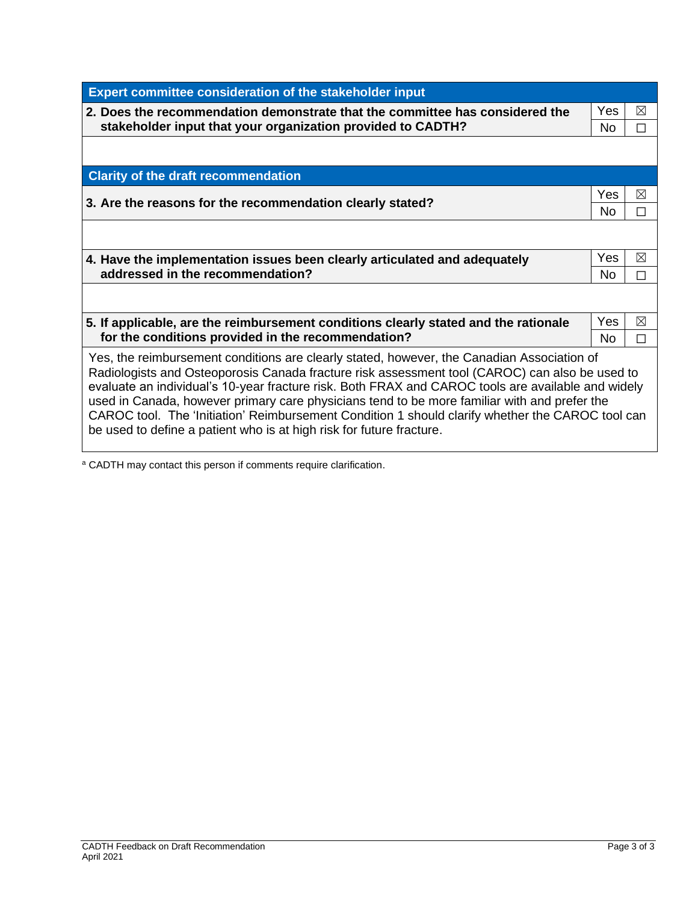| Expert committee consideration of the stakeholder input | | |
|---|---|---|
| **2. Does the recommendation demonstrate that the committee has considered the stakeholder input that your organization provided to CADTH?** | Yes | ☒ |
| | No | ☐ |
| | | |

| Clarity of the draft recommendation | | |
|---|---|---|
| **3. Are the reasons for the recommendation clearly stated?** | Yes | ☒ |
| | No | ☐ |
| | | |
| **4. Have the implementation issues been clearly articulated and adequately addressed in the recommendation?** | Yes | ☒ |
| | No | ☐ |
| | | |
| **5. If applicable, are the reimbursement conditions clearly stated and the rationale for the conditions provided in the recommendation?** | Yes | ☒ |
| | No | ☐ |
| Yes, the reimbursement conditions are clearly stated, however, the Canadian Association of Radiologists and Osteoporosis Canada fracture risk assessment tool (CAROC) can also be used to evaluate an individual's 10-year fracture risk. Both FRAX and CAROC tools are available and widely used in Canada, however primary care physicians tend to be more familiar with and prefer the CAROC tool. The 'Initiation' Reimbursement Condition 1 should clarify whether the CAROC tool can be used to define a patient who is at high risk for future fracture. | | |

[a] CADTH may contact this person if comments require clarification.